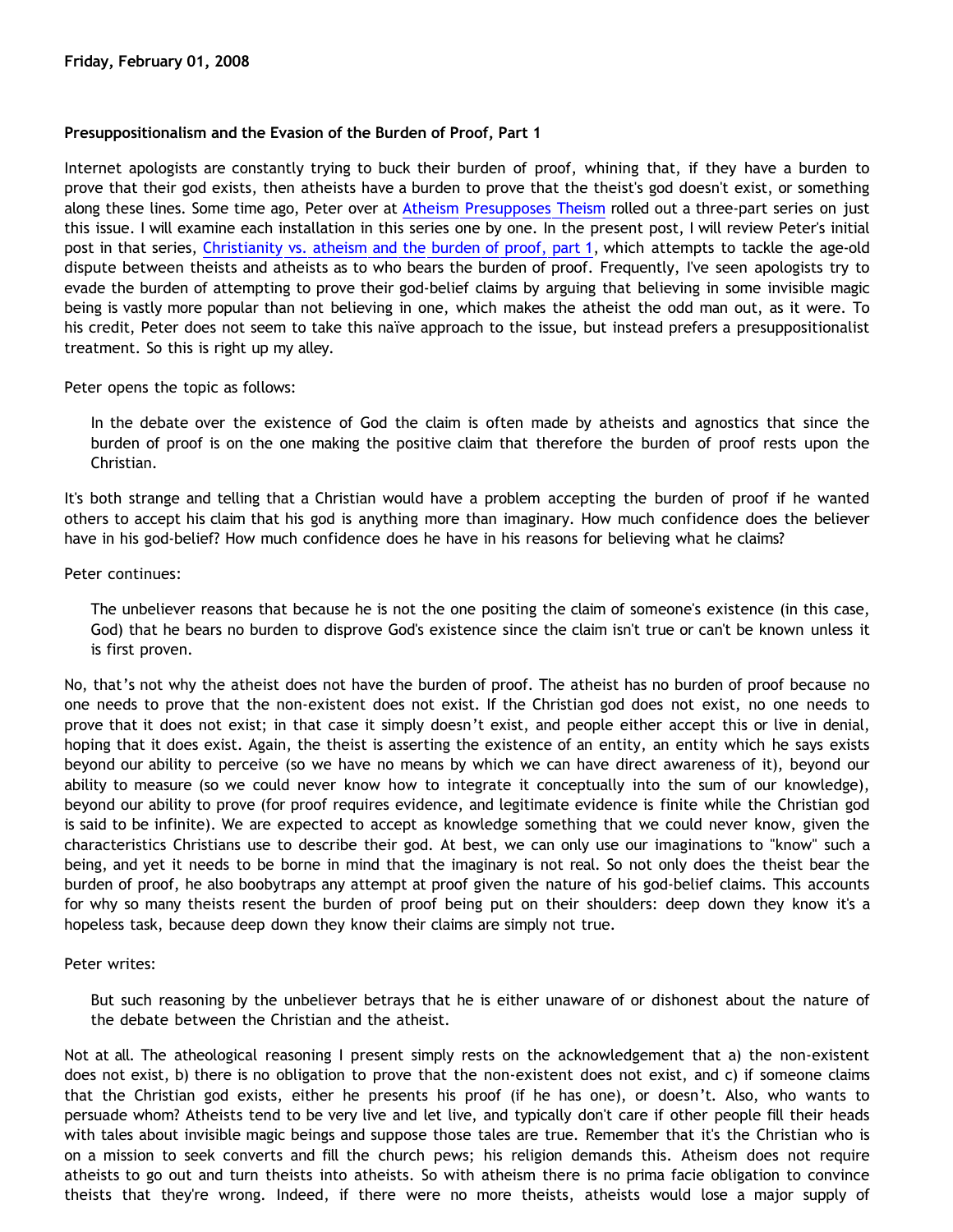**Friday, February 01, 2008**

### Presuppositionalism and the Evasion of the Burden of Proof, Part 1

Internet apologists are constantly trying to buck their burden of proof, whining that, if they have a burden to prove that their god exists, then atheists have a burden to prove that the theist's god doesn't exist, or something along these lines. Some time ago, Peter over at [Atheism Presupposes Theism] rolled out a three-part series on just this issue. I will examine each installation in this series one by one. In the present post, I will review Peter's initial post in that series, [Christianity vs. atheism and the burden of proof, part 1], which attempts to tackle the age-old dispute between theists and atheists as to who bears the burden of proof. Frequently, I've seen apologists try to evade the burden of attempting to prove their god-belief claims by arguing that believing in some invisible magic being is vastly more popular than not believing in one, which makes the atheist the odd man out, as it were. To his credit, Peter does not seem to take this naïve approach to the issue, but instead prefers a presuppositionalist treatment. So this is right up my alley.

Peter opens the topic as follows:

> In the debate over the existence of God the claim is often made by atheists and agnostics that since the burden of proof is on the one making the positive claim that therefore the burden of proof rests upon the Christian.

It's both strange and telling that a Christian would have a problem accepting the burden of proof if he wanted others to accept his claim that his god is anything more than imaginary. How much confidence does the believer have in his god-belief? How much confidence does he have in his reasons for believing what he claims?

Peter continues:

> The unbeliever reasons that because he is not the one positing the claim of someone's existence (in this case, God) that he bears no burden to disprove God's existence since the claim isn't true or can't be known unless it is first proven.

No, that's not why the atheist does not have the burden of proof. The atheist has no burden of proof because no one needs to prove that the non-existent does not exist. If the Christian god does not exist, no one needs to prove that it does not exist; in that case it simply doesn't exist, and people either accept this or live in denial, hoping that it does exist. Again, the theist is asserting the existence of an entity, an entity which he says exists beyond our ability to perceive (so we have no means by which we can have direct awareness of it), beyond our ability to measure (so we could never know how to integrate it conceptually into the sum of our knowledge), beyond our ability to prove (for proof requires evidence, and legitimate evidence is finite while the Christian god is said to be infinite). We are expected to accept as knowledge something that we could never know, given the characteristics Christians use to describe their god. At best, we can only use our imaginations to "know" such a being, and yet it needs to be borne in mind that the imaginary is not real. So not only does the theist bear the burden of proof, he also boobytraps any attempt at proof given the nature of his god-belief claims. This accounts for why so many theists resent the burden of proof being put on their shoulders: deep down they know it's a hopeless task, because deep down they know their claims are simply not true.

Peter writes:

> But such reasoning by the unbeliever betrays that he is either unaware of or dishonest about the nature of the debate between the Christian and the atheist.

Not at all. The atheological reasoning I present simply rests on the acknowledgement that a) the non-existent does not exist, b) there is no obligation to prove that the non-existent does not exist, and c) if someone claims that the Christian god exists, either he presents his proof (if he has one), or doesn't. Also, who wants to persuade whom? Atheists tend to be very live and let live, and typically don't care if other people fill their heads with tales about invisible magic beings and suppose those tales are true. Remember that it's the Christian who is on a mission to seek converts and fill the church pews; his religion demands this. Atheism does not require atheists to go out and turn theists into atheists. So with atheism there is no prima facie obligation to convince theists that they're wrong. Indeed, if there were no more theists, atheists would lose a major supply of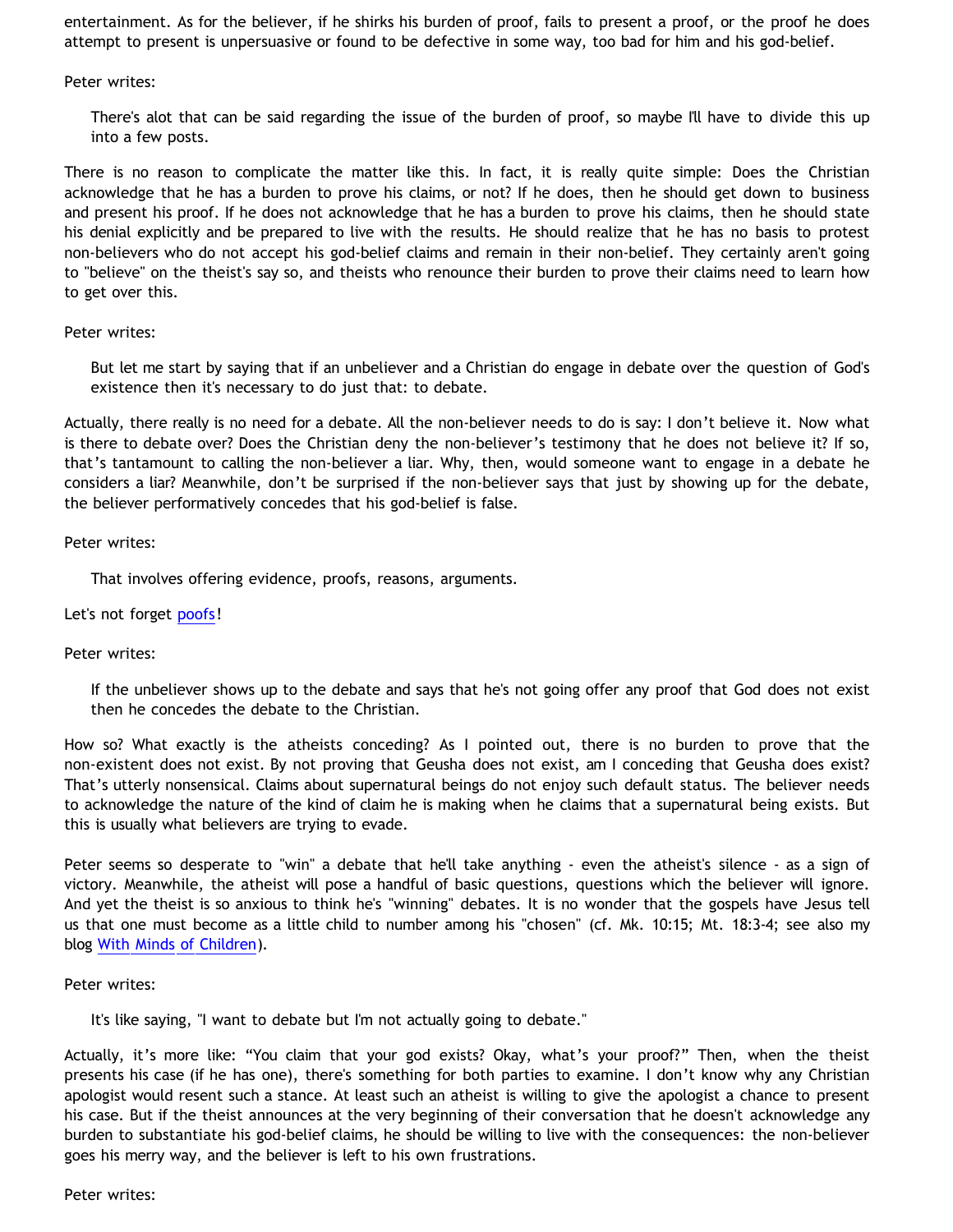entertainment. As for the believer, if he shirks his burden of proof, fails to present a proof, or the proof he does attempt to present is unpersuasive or found to be defective in some way, too bad for him and his god-belief.

Peter writes:

> There's alot that can be said regarding the issue of the burden of proof, so maybe I'll have to divide this up into a few posts.

There is no reason to complicate the matter like this. In fact, it is really quite simple: Does the Christian acknowledge that he has a burden to prove his claims, or not? If he does, then he should get down to business and present his proof. If he does not acknowledge that he has a burden to prove his claims, then he should state his denial explicitly and be prepared to live with the results. He should realize that he has no basis to protest non-believers who do not accept his god-belief claims and remain in their non-belief. They certainly aren't going to "believe" on the theist's say so, and theists who renounce their burden to prove their claims need to learn how to get over this.

Peter writes:

> But let me start by saying that if an unbeliever and a Christian do engage in debate over the question of God's existence then it's necessary to do just that: to debate.

Actually, there really is no need for a debate. All the non-believer needs to do is say: I don't believe it. Now what is there to debate over? Does the Christian deny the non-believer's testimony that he does not believe it? If so, that's tantamount to calling the non-believer a liar. Why, then, would someone want to engage in a debate he considers a liar? Meanwhile, don't be surprised if the non-believer says that just by showing up for the debate, the believer performatively concedes that his god-belief is false.

Peter writes:

> That involves offering evidence, proofs, reasons, arguments.

Let's not forget poofs!

Peter writes:

> If the unbeliever shows up to the debate and says that he's not going offer any proof that God does not exist then he concedes the debate to the Christian.

How so? What exactly is the atheists conceding? As I pointed out, there is no burden to prove that the non-existent does not exist. By not proving that Geusha does not exist, am I conceding that Geusha does exist? That's utterly nonsensical. Claims about supernatural beings do not enjoy such default status. The believer needs to acknowledge the nature of the kind of claim he is making when he claims that a supernatural being exists. But this is usually what believers are trying to evade.

Peter seems so desperate to "win" a debate that he'll take anything - even the atheist's silence - as a sign of victory. Meanwhile, the atheist will pose a handful of basic questions, questions which the believer will ignore. And yet the theist is so anxious to think he's "winning" debates. It is no wonder that the gospels have Jesus tell us that one must become as a little child to number among his "chosen" (cf. Mk. 10:15; Mt. 18:3-4; see also my blog With Minds of Children).

Peter writes:

> It's like saying, "I want to debate but I'm not actually going to debate."

Actually, it's more like: "You claim that your god exists? Okay, what's your proof?" Then, when the theist presents his case (if he has one), there's something for both parties to examine. I don't know why any Christian apologist would resent such a stance. At least such an atheist is willing to give the apologist a chance to present his case. But if the theist announces at the very beginning of their conversation that he doesn't acknowledge any burden to substantiate his god-belief claims, he should be willing to live with the consequences: the non-believer goes his merry way, and the believer is left to his own frustrations.

Peter writes: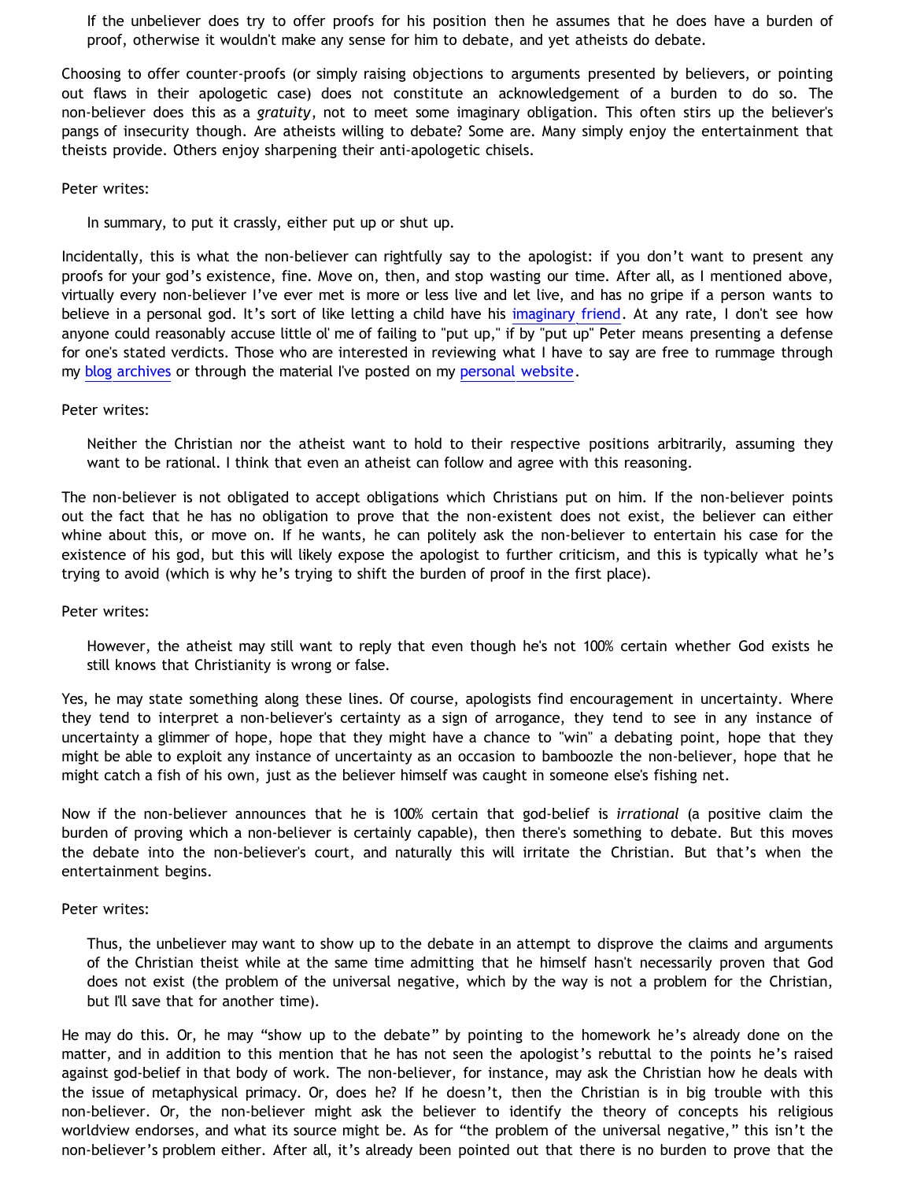> If the unbeliever does try to offer proofs for his position then he assumes that he does have a burden of proof, otherwise it wouldn't make any sense for him to debate, and yet atheists do debate.

Choosing to offer counter-proofs (or simply raising objections to arguments presented by believers, or pointing out flaws in their apologetic case) does not constitute an acknowledgement of a burden to do so. The non-believer does this as a *gratuity*, not to meet some imaginary obligation. This often stirs up the believer's pangs of insecurity though. Are atheists willing to debate? Some are. Many simply enjoy the entertainment that theists provide. Others enjoy sharpening their anti-apologetic chisels.

Peter writes:

> In summary, to put it crassly, either put up or shut up.

Incidentally, this is what the non-believer can rightfully say to the apologist: if you don't want to present any proofs for your god's existence, fine. Move on, then, and stop wasting our time. After all, as I mentioned above, virtually every non-believer I've ever met is more or less live and let live, and has no gripe if a person wants to believe in a personal god. It's sort of like letting a child have his imaginary friend. At any rate, I don't see how anyone could reasonably accuse little ol' me of failing to "put up," if by "put up" Peter means presenting a defense for one's stated verdicts. Those who are interested in reviewing what I have to say are free to rummage through my blog archives or through the material I've posted on my personal website.

Peter writes:

> Neither the Christian nor the atheist want to hold to their respective positions arbitrarily, assuming they want to be rational. I think that even an atheist can follow and agree with this reasoning.

The non-believer is not obligated to accept obligations which Christians put on him. If the non-believer points out the fact that he has no obligation to prove that the non-existent does not exist, the believer can either whine about this, or move on. If he wants, he can politely ask the non-believer to entertain his case for the existence of his god, but this will likely expose the apologist to further criticism, and this is typically what he's trying to avoid (which is why he's trying to shift the burden of proof in the first place).

Peter writes:

> However, the atheist may still want to reply that even though he's not 100% certain whether God exists he still knows that Christianity is wrong or false.

Yes, he may state something along these lines. Of course, apologists find encouragement in uncertainty. Where they tend to interpret a non-believer's certainty as a sign of arrogance, they tend to see in any instance of uncertainty a glimmer of hope, hope that they might have a chance to "win" a debating point, hope that they might be able to exploit any instance of uncertainty as an occasion to bamboozle the non-believer, hope that he might catch a fish of his own, just as the believer himself was caught in someone else's fishing net.

Now if the non-believer announces that he is 100% certain that god-belief is *irrational* (a positive claim the burden of proving which a non-believer is certainly capable), then there's something to debate. But this moves the debate into the non-believer's court, and naturally this will irritate the Christian. But that's when the entertainment begins.

Peter writes:

> Thus, the unbeliever may want to show up to the debate in an attempt to disprove the claims and arguments of the Christian theist while at the same time admitting that he himself hasn't necessarily proven that God does not exist (the problem of the universal negative, which by the way is not a problem for the Christian, but I'll save that for another time).

He may do this. Or, he may "show up to the debate" by pointing to the homework he's already done on the matter, and in addition to this mention that he has not seen the apologist's rebuttal to the points he's raised against god-belief in that body of work. The non-believer, for instance, may ask the Christian how he deals with the issue of metaphysical primacy. Or, does he? If he doesn't, then the Christian is in big trouble with this non-believer. Or, the non-believer might ask the believer to identify the theory of concepts his religious worldview endorses, and what its source might be. As for "the problem of the universal negative," this isn't the non-believer's problem either. After all, it's already been pointed out that there is no burden to prove that the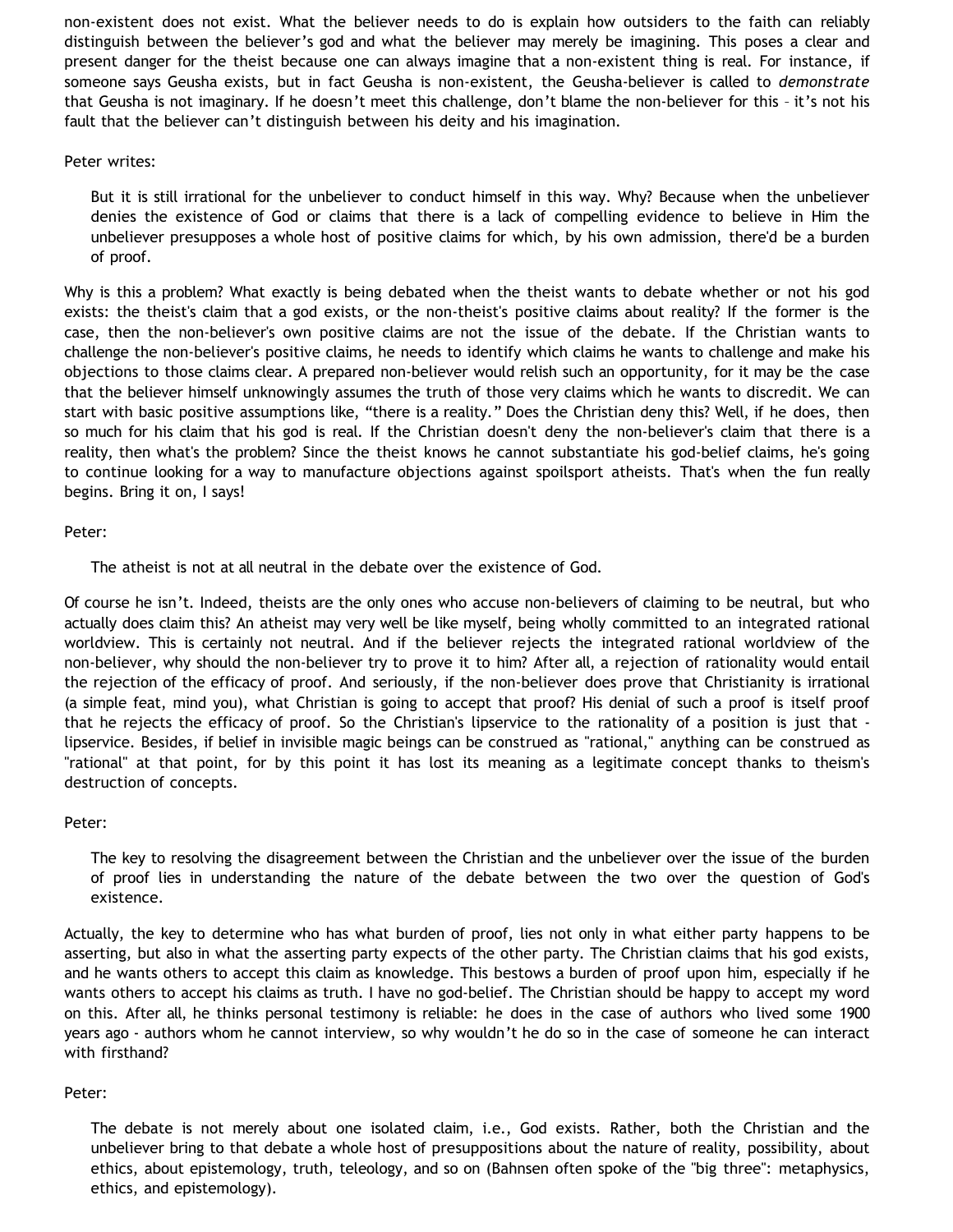non-existent does not exist. What the believer needs to do is explain how outsiders to the faith can reliably distinguish between the believer's god and what the believer may merely be imagining. This poses a clear and present danger for the theist because one can always imagine that a non-existent thing is real. For instance, if someone says Geusha exists, but in fact Geusha is non-existent, the Geusha-believer is called to *demonstrate* that Geusha is not imaginary. If he doesn't meet this challenge, don't blame the non-believer for this – it's not his fault that the believer can't distinguish between his deity and his imagination.

Peter writes:

> But it is still irrational for the unbeliever to conduct himself in this way. Why? Because when the unbeliever denies the existence of God or claims that there is a lack of compelling evidence to believe in Him the unbeliever presupposes a whole host of positive claims for which, by his own admission, there'd be a burden of proof.

Why is this a problem? What exactly is being debated when the theist wants to debate whether or not his god exists: the theist's claim that a god exists, or the non-theist's positive claims about reality? If the former is the case, then the non-believer's own positive claims are not the issue of the debate. If the Christian wants to challenge the non-believer's positive claims, he needs to identify which claims he wants to challenge and make his objections to those claims clear. A prepared non-believer would relish such an opportunity, for it may be the case that the believer himself unknowingly assumes the truth of those very claims which he wants to discredit. We can start with basic positive assumptions like, "there is a reality." Does the Christian deny this? Well, if he does, then so much for his claim that his god is real. If the Christian doesn't deny the non-believer's claim that there is a reality, then what's the problem? Since the theist knows he cannot substantiate his god-belief claims, he's going to continue looking for a way to manufacture objections against spoilsport atheists. That's when the fun really begins. Bring it on, I says!

Peter:

> The atheist is not at all neutral in the debate over the existence of God.

Of course he isn't. Indeed, theists are the only ones who accuse non-believers of claiming to be neutral, but who actually does claim this? An atheist may very well be like myself, being wholly committed to an integrated rational worldview. This is certainly not neutral. And if the believer rejects the integrated rational worldview of the non-believer, why should the non-believer try to prove it to him? After all, a rejection of rationality would entail the rejection of the efficacy of proof. And seriously, if the non-believer does prove that Christianity is irrational (a simple feat, mind you), what Christian is going to accept that proof? His denial of such a proof is itself proof that he rejects the efficacy of proof. So the Christian's lipservice to the rationality of a position is just that - lipservice. Besides, if belief in invisible magic beings can be construed as "rational," anything can be construed as "rational" at that point, for by this point it has lost its meaning as a legitimate concept thanks to theism's destruction of concepts.

Peter:

> The key to resolving the disagreement between the Christian and the unbeliever over the issue of the burden of proof lies in understanding the nature of the debate between the two over the question of God's existence.

Actually, the key to determine who has what burden of proof, lies not only in what either party happens to be asserting, but also in what the asserting party expects of the other party. The Christian claims that his god exists, and he wants others to accept this claim as knowledge. This bestows a burden of proof upon him, especially if he wants others to accept his claims as truth. I have no god-belief. The Christian should be happy to accept my word on this. After all, he thinks personal testimony is reliable: he does in the case of authors who lived some 1900 years ago - authors whom he cannot interview, so why wouldn't he do so in the case of someone he can interact with firsthand?

Peter:

> The debate is not merely about one isolated claim, i.e., God exists. Rather, both the Christian and the unbeliever bring to that debate a whole host of presuppositions about the nature of reality, possibility, about ethics, about epistemology, truth, teleology, and so on (Bahnsen often spoke of the "big three": metaphysics, ethics, and epistemology).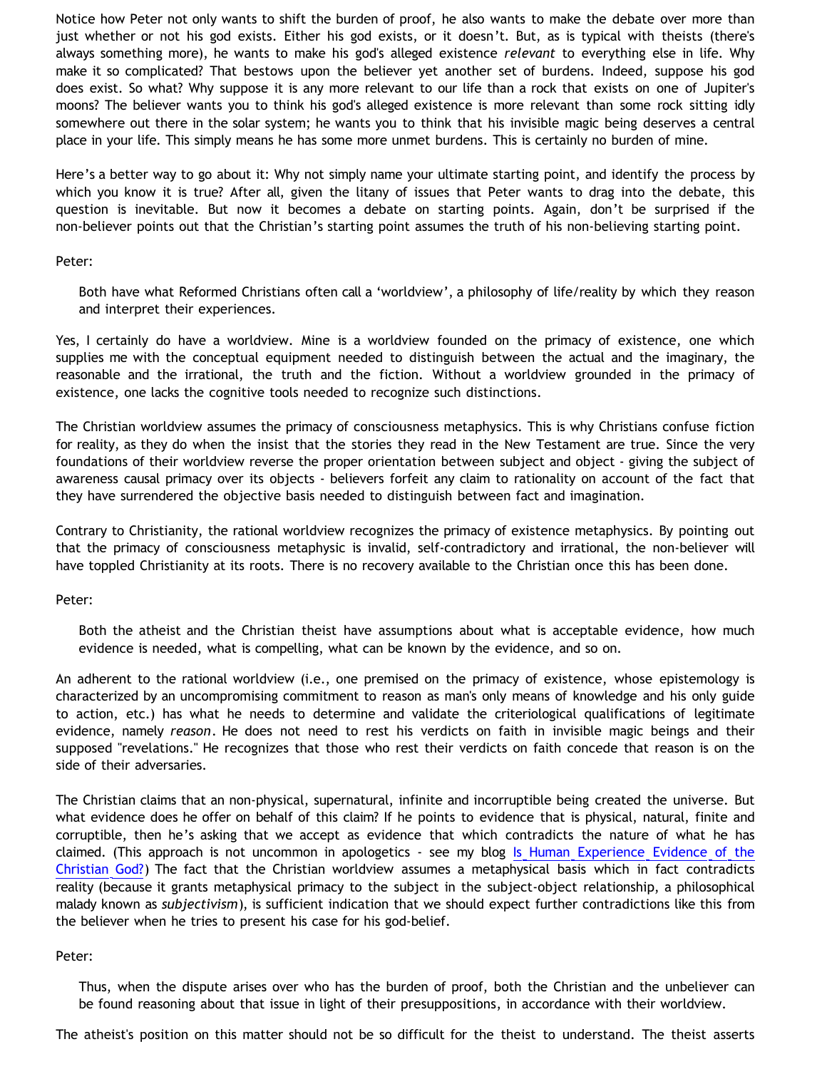Notice how Peter not only wants to shift the burden of proof, he also wants to make the debate over more than just whether or not his god exists. Either his god exists, or it doesn't. But, as is typical with theists (there's always something more), he wants to make his god's alleged existence *relevant* to everything else in life. Why make it so complicated? That bestows upon the believer yet another set of burdens. Indeed, suppose his god does exist. So what? Why suppose it is any more relevant to our life than a rock that exists on one of Jupiter's moons? The believer wants you to think his god's alleged existence is more relevant than some rock sitting idly somewhere out there in the solar system; he wants you to think that his invisible magic being deserves a central place in your life. This simply means he has some more unmet burdens. This is certainly no burden of mine.

Here's a better way to go about it: Why not simply name your ultimate starting point, and identify the process by which you know it is true? After all, given the litany of issues that Peter wants to drag into the debate, this question is inevitable. But now it becomes a debate on starting points. Again, don't be surprised if the non-believer points out that the Christian's starting point assumes the truth of his non-believing starting point.

Peter:

> Both have what Reformed Christians often call a 'worldview', a philosophy of life/reality by which they reason and interpret their experiences.

Yes, I certainly do have a worldview. Mine is a worldview founded on the primacy of existence, one which supplies me with the conceptual equipment needed to distinguish between the actual and the imaginary, the reasonable and the irrational, the truth and the fiction. Without a worldview grounded in the primacy of existence, one lacks the cognitive tools needed to recognize such distinctions.

The Christian worldview assumes the primacy of consciousness metaphysics. This is why Christians confuse fiction for reality, as they do when the insist that the stories they read in the New Testament are true. Since the very foundations of their worldview reverse the proper orientation between subject and object - giving the subject of awareness causal primacy over its objects - believers forfeit any claim to rationality on account of the fact that they have surrendered the objective basis needed to distinguish between fact and imagination.

Contrary to Christianity, the rational worldview recognizes the primacy of existence metaphysics. By pointing out that the primacy of consciousness metaphysic is invalid, self-contradictory and irrational, the non-believer will have toppled Christianity at its roots. There is no recovery available to the Christian once this has been done.

Peter:

> Both the atheist and the Christian theist have assumptions about what is acceptable evidence, how much evidence is needed, what is compelling, what can be known by the evidence, and so on.

An adherent to the rational worldview (i.e., one premised on the primacy of existence, whose epistemology is characterized by an uncompromising commitment to reason as man's only means of knowledge and his only guide to action, etc.) has what he needs to determine and validate the criteriological qualifications of legitimate evidence, namely *reason*. He does not need to rest his verdicts on faith in invisible magic beings and their supposed "revelations." He recognizes that those who rest their verdicts on faith concede that reason is on the side of their adversaries.

The Christian claims that an non-physical, supernatural, infinite and incorruptible being created the universe. But what evidence does he offer on behalf of this claim? If he points to evidence that is physical, natural, finite and corruptible, then he's asking that we accept as evidence that which contradicts the nature of what he has claimed. (This approach is not uncommon in apologetics - see my blog [Is Human Experience Evidence of the Christian God?](#)) The fact that the Christian worldview assumes a metaphysical basis which in fact contradicts reality (because it grants metaphysical primacy to the subject in the subject-object relationship, a philosophical malady known as *subjectivism*), is sufficient indication that we should expect further contradictions like this from the believer when he tries to present his case for his god-belief.

Peter:

> Thus, when the dispute arises over who has the burden of proof, both the Christian and the unbeliever can be found reasoning about that issue in light of their presuppositions, in accordance with their worldview.

The atheist's position on this matter should not be so difficult for the theist to understand. The theist asserts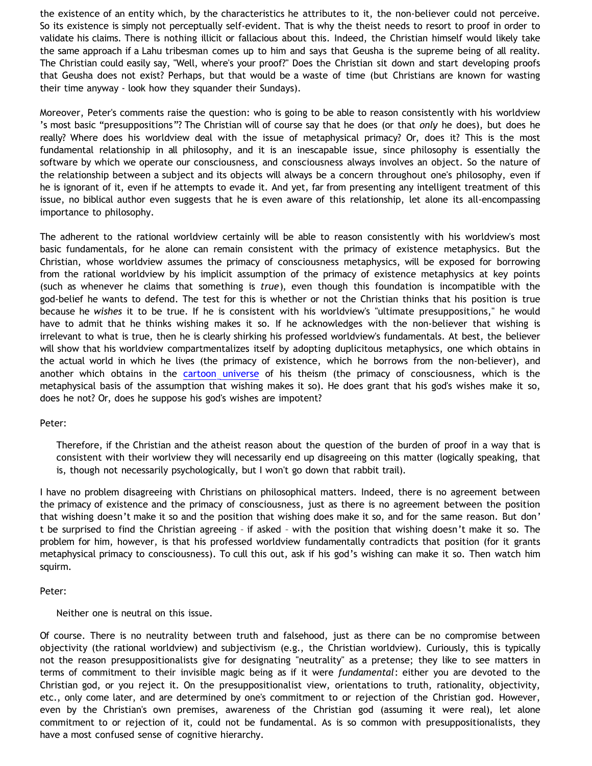the existence of an entity which, by the characteristics he attributes to it, the non-believer could not perceive. So its existence is simply not perceptually self-evident. That is why the theist needs to resort to proof in order to validate his claims. There is nothing illicit or fallacious about this. Indeed, the Christian himself would likely take the same approach if a Lahu tribesman comes up to him and says that Geusha is the supreme being of all reality. The Christian could easily say, "Well, where's your proof?" Does the Christian sit down and start developing proofs that Geusha does not exist? Perhaps, but that would be a waste of time (but Christians are known for wasting their time anyway - look how they squander their Sundays).

Moreover, Peter's comments raise the question: who is going to be able to reason consistently with his worldview 's most basic "presuppositions"? The Christian will of course say that he does (or that *only* he does), but does he really? Where does his worldview deal with the issue of metaphysical primacy? Or, does it? This is the most fundamental relationship in all philosophy, and it is an inescapable issue, since philosophy is essentially the software by which we operate our consciousness, and consciousness always involves an object. So the nature of the relationship between a subject and its objects will always be a concern throughout one's philosophy, even if he is ignorant of it, even if he attempts to evade it. And yet, far from presenting any intelligent treatment of this issue, no biblical author even suggests that he is even aware of this relationship, let alone its all-encompassing importance to philosophy.

The adherent to the rational worldview certainly will be able to reason consistently with his worldview's most basic fundamentals, for he alone can remain consistent with the primacy of existence metaphysics. But the Christian, whose worldview assumes the primacy of consciousness metaphysics, will be exposed for borrowing from the rational worldview by his implicit assumption of the primacy of existence metaphysics at key points (such as whenever he claims that something is *true*), even though this foundation is incompatible with the god-belief he wants to defend. The test for this is whether or not the Christian thinks that his position is true because he *wishes* it to be true. If he is consistent with his worldview's "ultimate presuppositions," he would have to admit that he thinks wishing makes it so. If he acknowledges with the non-believer that wishing is irrelevant to what is true, then he is clearly shirking his professed worldview's fundamentals. At best, the believer will show that his worldview compartmentalizes itself by adopting duplicitous metaphysics, one which obtains in the actual world in which he lives (the primacy of existence, which he borrows from the non-believer), and another which obtains in the cartoon universe of his theism (the primacy of consciousness, which is the metaphysical basis of the assumption that wishing makes it so). He does grant that his god's wishes make it so, does he not? Or, does he suppose his god's wishes are impotent?

Peter:

> Therefore, if the Christian and the atheist reason about the question of the burden of proof in a way that is consistent with their worlview they will necessarily end up disagreeing on this matter (logically speaking, that is, though not necessarily psychologically, but I won't go down that rabbit trail).

I have no problem disagreeing with Christians on philosophical matters. Indeed, there is no agreement between the primacy of existence and the primacy of consciousness, just as there is no agreement between the position that wishing doesn't make it so and the position that wishing does make it so, and for the same reason. But don' t be surprised to find the Christian agreeing – if asked – with the position that wishing doesn't make it so. The problem for him, however, is that his professed worldview fundamentally contradicts that position (for it grants metaphysical primacy to consciousness). To cull this out, ask if his god's wishing can make it so. Then watch him squirm.

Peter:

> Neither one is neutral on this issue.

Of course. There is no neutrality between truth and falsehood, just as there can be no compromise between objectivity (the rational worldview) and subjectivism (e.g., the Christian worldview). Curiously, this is typically not the reason presuppositionalists give for designating "neutrality" as a pretense; they like to see matters in terms of commitment to their invisible magic being as if it were *fundamental*: either you are devoted to the Christian god, or you reject it. On the presuppositionalist view, orientations to truth, rationality, objectivity, etc., only come later, and are determined by one's commitment to or rejection of the Christian god. However, even by the Christian's own premises, awareness of the Christian god (assuming it were real), let alone commitment to or rejection of it, could not be fundamental. As is so common with presuppositionalists, they have a most confused sense of cognitive hierarchy.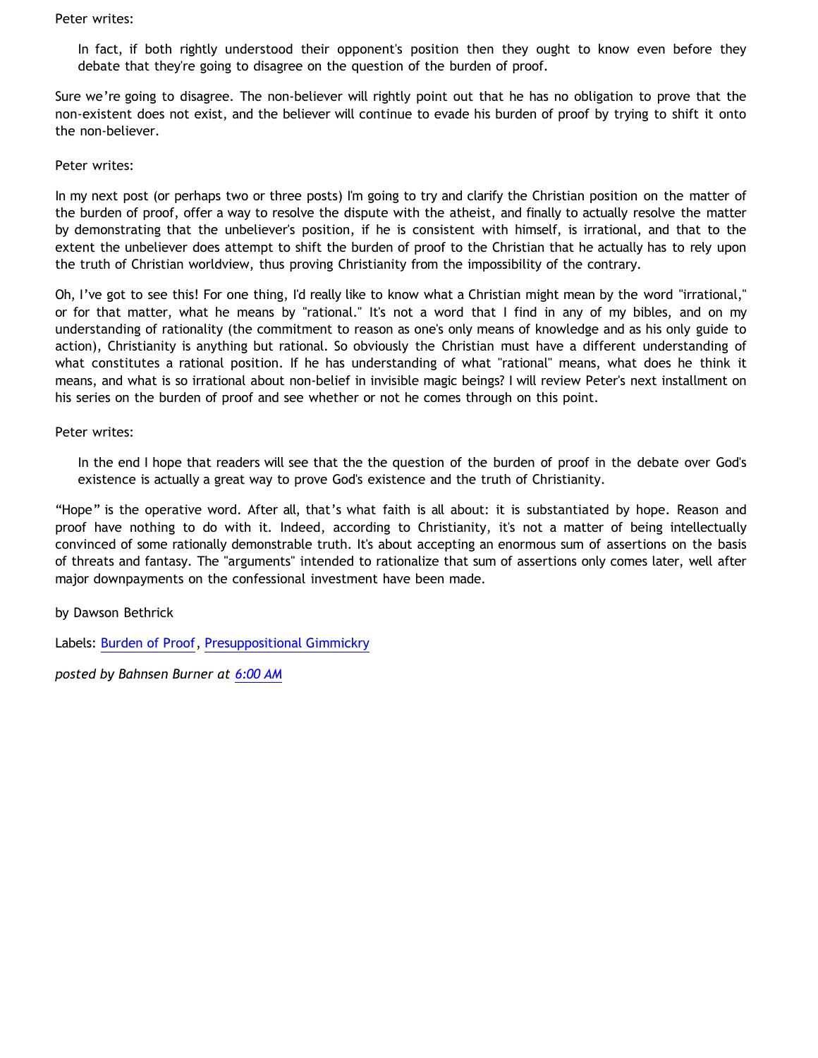Peter writes:

> In fact, if both rightly understood their opponent's position then they ought to know even before they debate that they're going to disagree on the question of the burden of proof.

Sure we're going to disagree. The non-believer will rightly point out that he has no obligation to prove that the non-existent does not exist, and the believer will continue to evade his burden of proof by trying to shift it onto the non-believer.

Peter writes:

In my next post (or perhaps two or three posts) I'm going to try and clarify the Christian position on the matter of the burden of proof, offer a way to resolve the dispute with the atheist, and finally to actually resolve the matter by demonstrating that the unbeliever's position, if he is consistent with himself, is irrational, and that to the extent the unbeliever does attempt to shift the burden of proof to the Christian that he actually has to rely upon the truth of Christian worldview, thus proving Christianity from the impossibility of the contrary.

Oh, I've got to see this! For one thing, I'd really like to know what a Christian might mean by the word "irrational," or for that matter, what he means by "rational." It's not a word that I find in any of my bibles, and on my understanding of rationality (the commitment to reason as one's only means of knowledge and as his only guide to action), Christianity is anything but rational. So obviously the Christian must have a different understanding of what constitutes a rational position. If he has understanding of what "rational" means, what does he think it means, and what is so irrational about non-belief in invisible magic beings? I will review Peter's next installment on his series on the burden of proof and see whether or not he comes through on this point.

Peter writes:

> In the end I hope that readers will see that the the question of the burden of proof in the debate over God's existence is actually a great way to prove God's existence and the truth of Christianity.

"Hope" is the operative word. After all, that's what faith is all about: it is substantiated by hope. Reason and proof have nothing to do with it. Indeed, according to Christianity, it's not a matter of being intellectually convinced of some rationally demonstrable truth. It's about accepting an enormous sum of assertions on the basis of threats and fantasy. The "arguments" intended to rationalize that sum of assertions only comes later, well after major downpayments on the confessional investment have been made.

by Dawson Bethrick

Labels: Burden of Proof, Presuppositional Gimmickry

*posted by Bahnsen Burner at 6:00 AM*